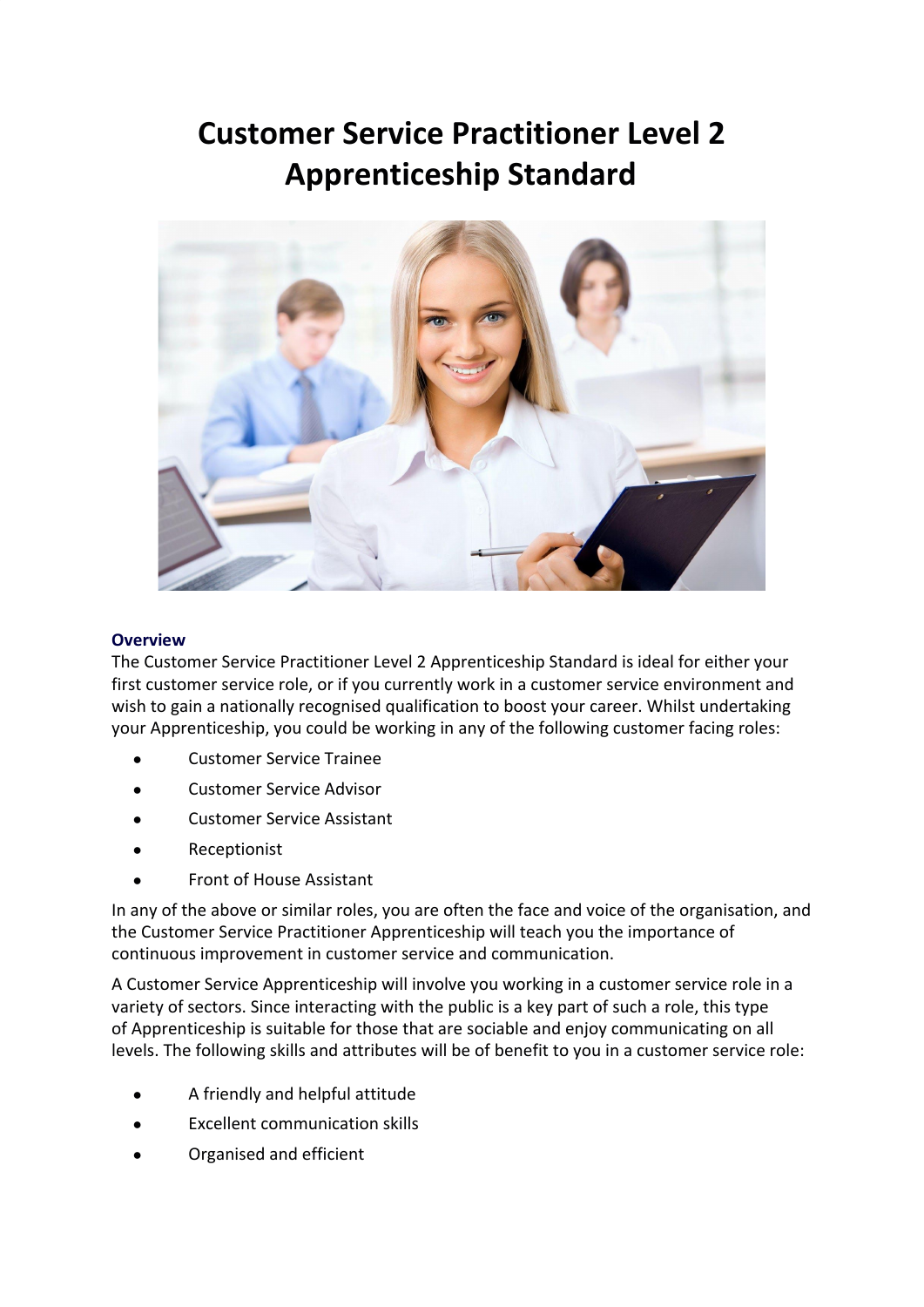# Customer Service Practitioner Level 2 Apprenticeship Standard

## Overview

The Customer Service Practitioner Level 2 Apprenticeship Standard is ideal for either your first customer service role, or if you currently work in a customer service environment and wish to gain a nationally recognised qualification to boost your career. Whilst undertaking your Apprenticeship, you could be working in any of the following customer facing roles:

- Customer Service Trainee
- Customer Service Advisor
- Customer Service Assistant
- Receptionist
- Front of House Assistant

In any of the above or similar roles, you are often the face and voice of the organisation, and the Customer Service Practitioner Apprenticeship will teach you the importance of continuous improvement in customer service and communication.

A Customer Service Apprenticeship will involve you working in a customer service role in a variety of sectors. Since interacting with the public is a key part of such a role, this type of Apprenticeship is suitable for those that are sociable and enjoy communicating on all levels. The following skills and attributes will be of benefit to you in a customer service role:

- A friendly and helpful attitude
- Excellent communication skills
- Organised and efficient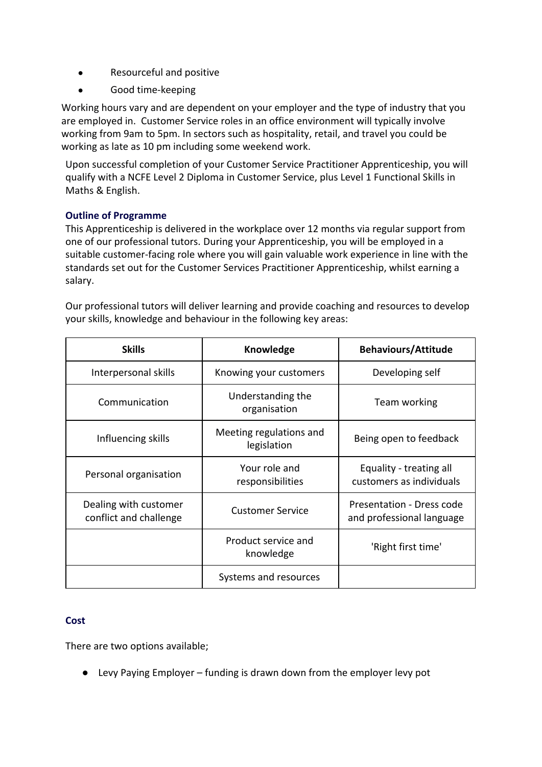- Resourceful and positive
- Good time-keeping

Working hours vary and are dependent on your employer and the type of industry that you are employed in. Customer Service roles in an office environment will typically involve working from 9am to 5pm. In sectors such as hospitality, retail, and travel you could be working as late as 10 pm including some weekend work.

Upon successful completion of your Customer Service Practitioner Apprenticeship, you will qualify with a NCFE Level 2 Diploma in Customer Service, plus Level 1 Functional Skills in Maths & English.

**Outline of Programme**

This Apprenticeship is delivered in the workplace over 12 months via regular support from one of our professional tutors. During your Apprenticeship, you will be employed in a suitable customer-facing role where you will gain valuable work experience in line with the standards set out for the Customer Services Practitioner Apprenticeship, whilst earning a salary.

Our professional tutors will deliver learning and provide coaching and resources to develop your skills, knowledge and behaviour in the following key areas:

| Skills | Knowledge | Behaviours/Attitude |
|---|---|---|
| Interpersonal skills | Knowing your customers | Developing self |
| Communication | Understanding the organisation | Team working |
| Influencing skills | Meeting regulations and legislation | Being open to feedback |
| Personal organisation | Your role and responsibilities | Equality - treating all customers as individuals |
| Dealing with customer conflict and challenge | Customer Service | Presentation - Dress code and professional language |
| | Product service and knowledge | 'Right first time' |
| | Systems and resources | |

**Cost**

There are two options available;

- Levy Paying Employer – funding is drawn down from the employer levy pot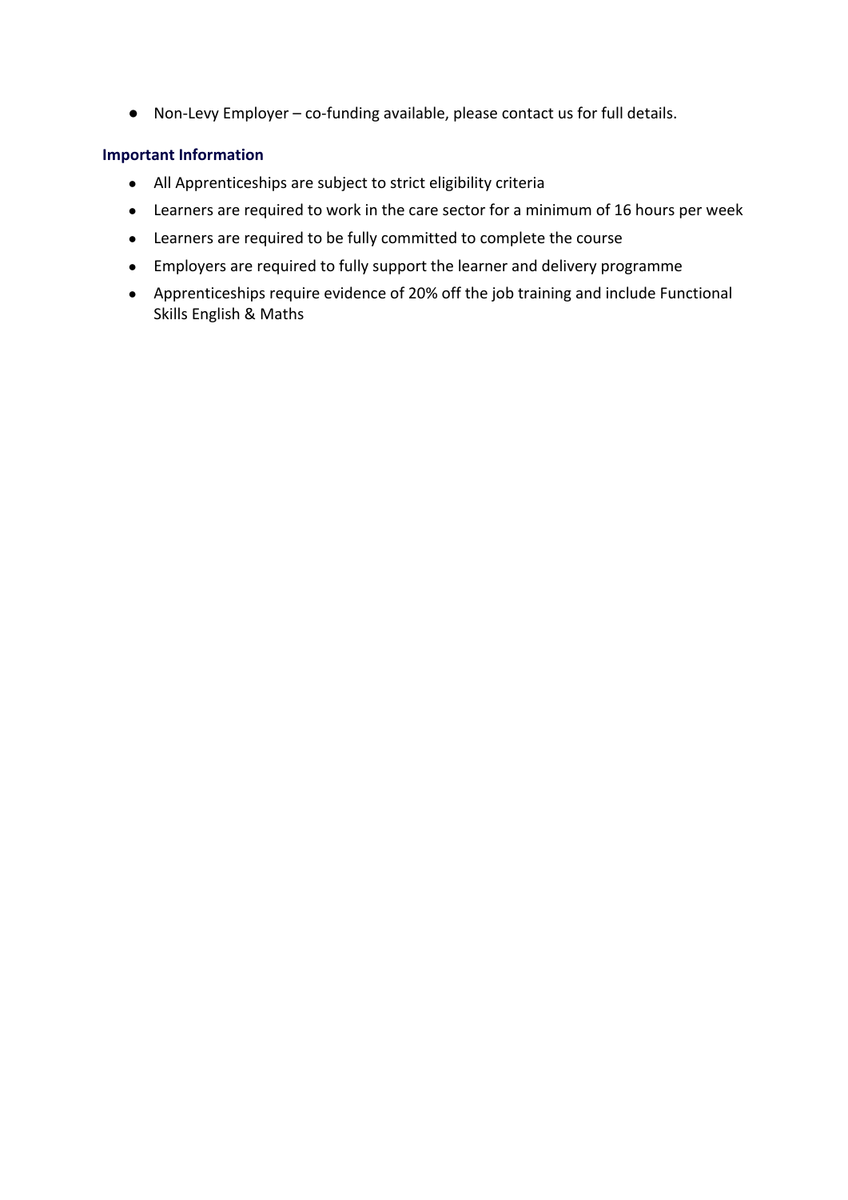- Non-Levy Employer – co-funding available, please contact us for full details.

### Important Information

- All Apprenticeships are subject to strict eligibility criteria
- Learners are required to work in the care sector for a minimum of 16 hours per week
- Learners are required to be fully committed to complete the course
- Employers are required to fully support the learner and delivery programme
- Apprenticeships require evidence of 20% off the job training and include Functional Skills English & Maths